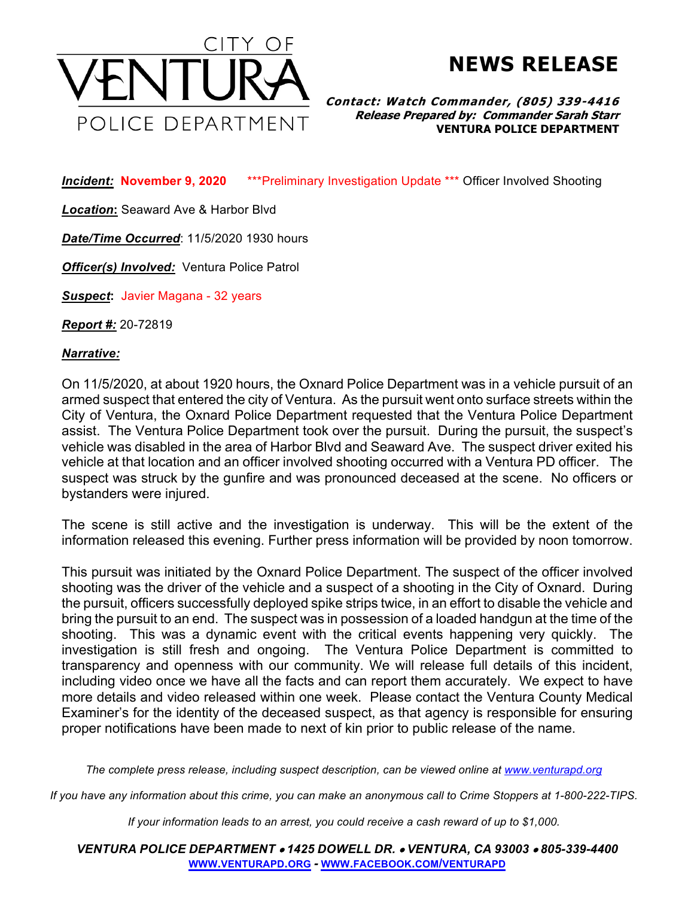CITY OF
# VENTURA
POLICE DEPARTMENT

# NEWS RELEASE

***Contact: Watch Commander, (805) 339-4416***
***Release Prepared by: Commander Sarah Starr***
**VENTURA POLICE DEPARTMENT**

***Incident:*** **November 9, 2020** ***Preliminary Investigation Update *** Officer Involved Shooting

***Location*:** Seaward Ave & Harbor Blvd

***Date/Time Occurred***: 11/5/2020 1930 hours

***Officer(s) Involved:*** Ventura Police Patrol

***Suspect*:** Javier Magana - 32 years

***Report #:*** 20-72819

***Narrative:***

On 11/5/2020, at about 1920 hours, the Oxnard Police Department was in a vehicle pursuit of an armed suspect that entered the city of Ventura. As the pursuit went onto surface streets within the City of Ventura, the Oxnard Police Department requested that the Ventura Police Department assist. The Ventura Police Department took over the pursuit. During the pursuit, the suspect's vehicle was disabled in the area of Harbor Blvd and Seaward Ave. The suspect driver exited his vehicle at that location and an officer involved shooting occurred with a Ventura PD officer. The suspect was struck by the gunfire and was pronounced deceased at the scene. No officers or bystanders were injured.

The scene is still active and the investigation is underway. This will be the extent of the information released this evening. Further press information will be provided by noon tomorrow.

This pursuit was initiated by the Oxnard Police Department. The suspect of the officer involved shooting was the driver of the vehicle and a suspect of a shooting in the City of Oxnard. During the pursuit, officers successfully deployed spike strips twice, in an effort to disable the vehicle and bring the pursuit to an end. The suspect was in possession of a loaded handgun at the time of the shooting. This was a dynamic event with the critical events happening very quickly. The investigation is still fresh and ongoing. The Ventura Police Department is committed to transparency and openness with our community. We will release full details of this incident, including video once we have all the facts and can report them accurately. We expect to have more details and video released within one week. Please contact the Ventura County Medical Examiner's for the identity of the deceased suspect, as that agency is responsible for ensuring proper notifications have been made to next of kin prior to public release of the name.

*The complete press release, including suspect description, can be viewed online at [www.venturapd.org](http://www.venturapd.org)*

*If you have any information about this crime, you can make an anonymous call to Crime Stoppers at 1-800-222-TIPS.*

*If your information leads to an arrest, you could receive a cash reward of up to $1,000.*

***VENTURA POLICE DEPARTMENT • 1425 DOWELL DR. • VENTURA, CA 93003 • 805-339-4400***
**[WWW.VENTURAPD.ORG](http://WWW.VENTURAPD.ORG) - [WWW.FACEBOOK.COM/VENTURAPD](http://WWW.FACEBOOK.COM/VENTURAPD)**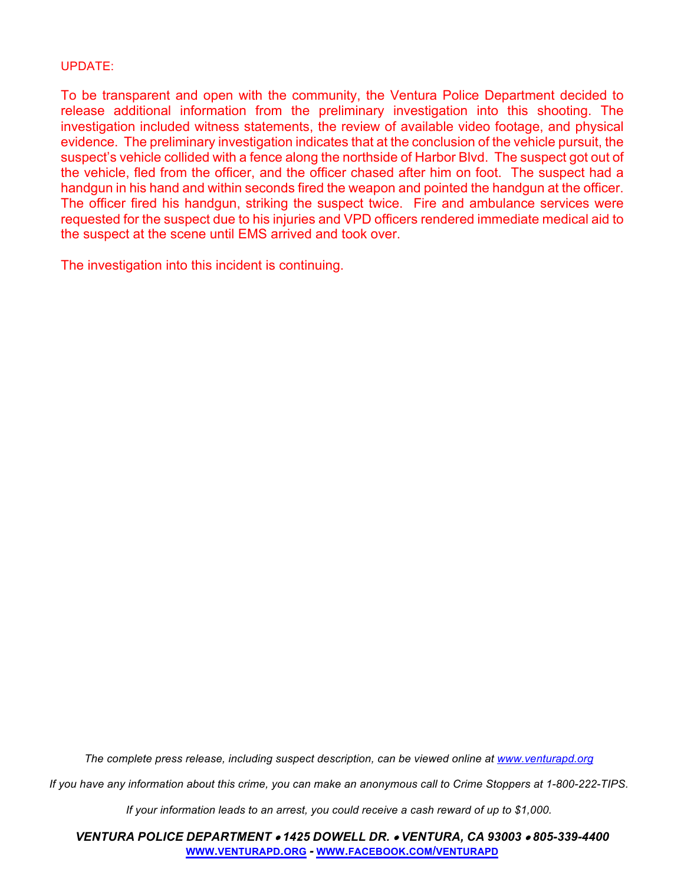UPDATE:

To be transparent and open with the community, the Ventura Police Department decided to release additional information from the preliminary investigation into this shooting. The investigation included witness statements, the review of available video footage, and physical evidence. The preliminary investigation indicates that at the conclusion of the vehicle pursuit, the suspect's vehicle collided with a fence along the northside of Harbor Blvd. The suspect got out of the vehicle, fled from the officer, and the officer chased after him on foot. The suspect had a handgun in his hand and within seconds fired the weapon and pointed the handgun at the officer. The officer fired his handgun, striking the suspect twice. Fire and ambulance services were requested for the suspect due to his injuries and VPD officers rendered immediate medical aid to the suspect at the scene until EMS arrived and took over.

The investigation into this incident is continuing.

*The complete press release, including suspect description, can be viewed online at [www.venturapd.org](http://www.venturapd.org)*

*If you have any information about this crime, you can make an anonymous call to Crime Stoppers at 1-800-222-TIPS.*

*If your information leads to an arrest, you could receive a cash reward of up to $1,000.*

***VENTURA POLICE DEPARTMENT • 1425 DOWELL DR. • VENTURA, CA 93003 • 805-339-4400***

**[WWW.VENTURAPD.ORG](http://www.venturapd.org) - [WWW.FACEBOOK.COM/VENTURAPD](http://www.facebook.com/venturapd)**